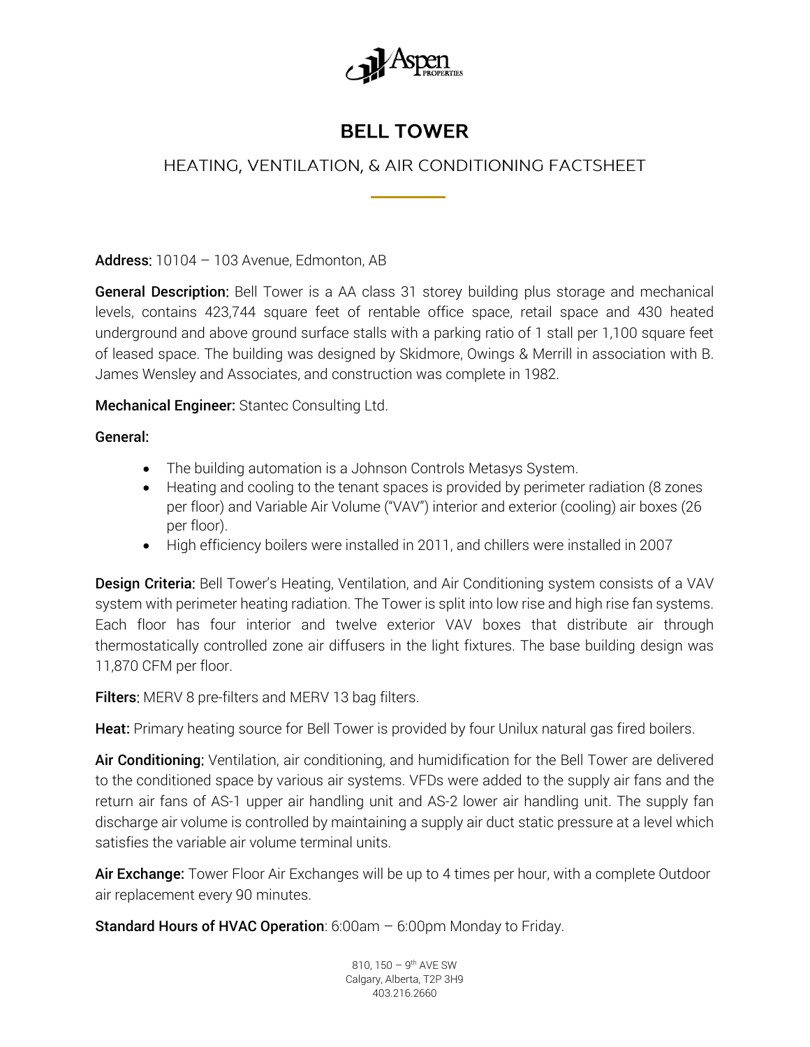# BELL TOWER

## HEATING, VENTILATION, & AIR CONDITIONING FACTSHEET

**Address:** 10104 – 103 Avenue, Edmonton, AB

**General Description:** Bell Tower is a AA class 31 storey building plus storage and mechanical levels, contains 423,744 square feet of rentable office space, retail space and 430 heated underground and above ground surface stalls with a parking ratio of 1 stall per 1,100 square feet of leased space. The building was designed by Skidmore, Owings & Merrill in association with B. James Wensley and Associates, and construction was complete in 1982.

**Mechanical Engineer:** Stantec Consulting Ltd.

**General:**

- The building automation is a Johnson Controls Metasys System.
- Heating and cooling to the tenant spaces is provided by perimeter radiation (8 zones per floor) and Variable Air Volume ("VAV") interior and exterior (cooling) air boxes (26 per floor).
- High efficiency boilers were installed in 2011, and chillers were installed in 2007

**Design Criteria:** Bell Tower's Heating, Ventilation, and Air Conditioning system consists of a VAV system with perimeter heating radiation. The Tower is split into low rise and high rise fan systems. Each floor has four interior and twelve exterior VAV boxes that distribute air through thermostatically controlled zone air diffusers in the light fixtures. The base building design was 11,870 CFM per floor.

**Filters:** MERV 8 pre-filters and MERV 13 bag filters.

**Heat:** Primary heating source for Bell Tower is provided by four Unilux natural gas fired boilers.

**Air Conditioning:** Ventilation, air conditioning, and humidification for the Bell Tower are delivered to the conditioned space by various air systems. VFDs were added to the supply air fans and the return air fans of AS-1 upper air handling unit and AS-2 lower air handling unit. The supply fan discharge air volume is controlled by maintaining a supply air duct static pressure at a level which satisfies the variable air volume terminal units.

**Air Exchange:** Tower Floor Air Exchanges will be up to 4 times per hour, with a complete Outdoor air replacement every 90 minutes.

**Standard Hours of HVAC Operation**: 6:00am – 6:00pm Monday to Friday.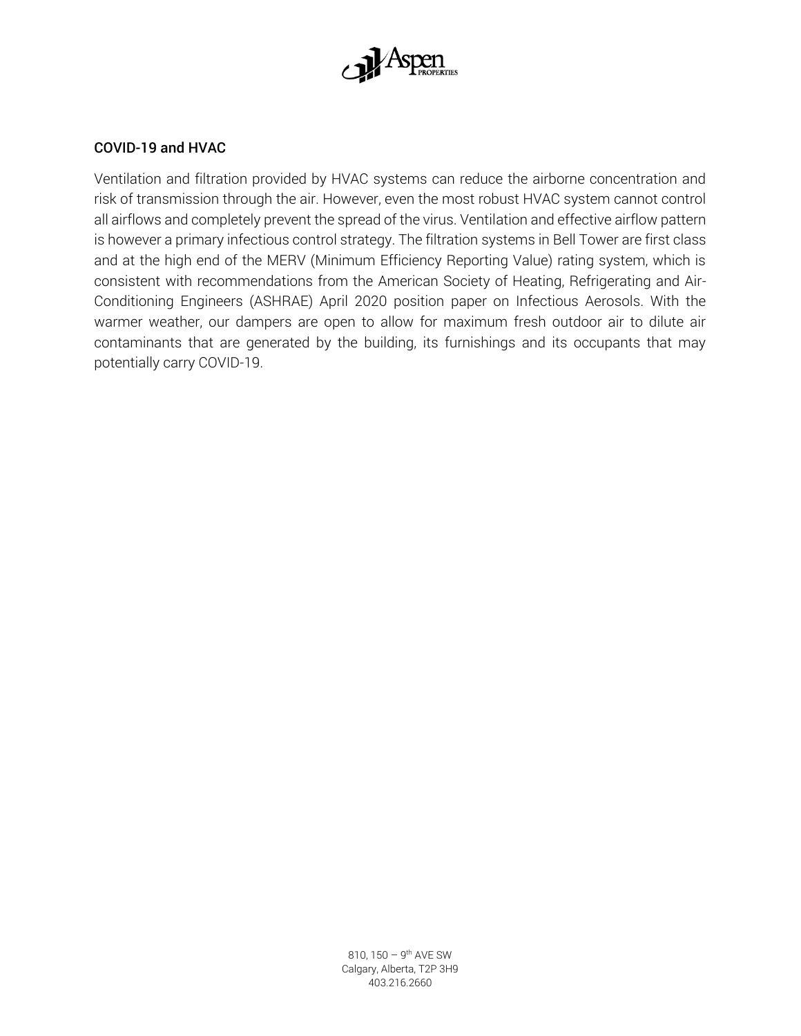## COVID-19 and HVAC

Ventilation and filtration provided by HVAC systems can reduce the airborne concentration and risk of transmission through the air. However, even the most robust HVAC system cannot control all airflows and completely prevent the spread of the virus. Ventilation and effective airflow pattern is however a primary infectious control strategy. The filtration systems in Bell Tower are first class and at the high end of the MERV (Minimum Efficiency Reporting Value) rating system, which is consistent with recommendations from the American Society of Heating, Refrigerating and Air-Conditioning Engineers (ASHRAE) April 2020 position paper on Infectious Aerosols. With the warmer weather, our dampers are open to allow for maximum fresh outdoor air to dilute air contaminants that are generated by the building, its furnishings and its occupants that may potentially carry COVID-19.